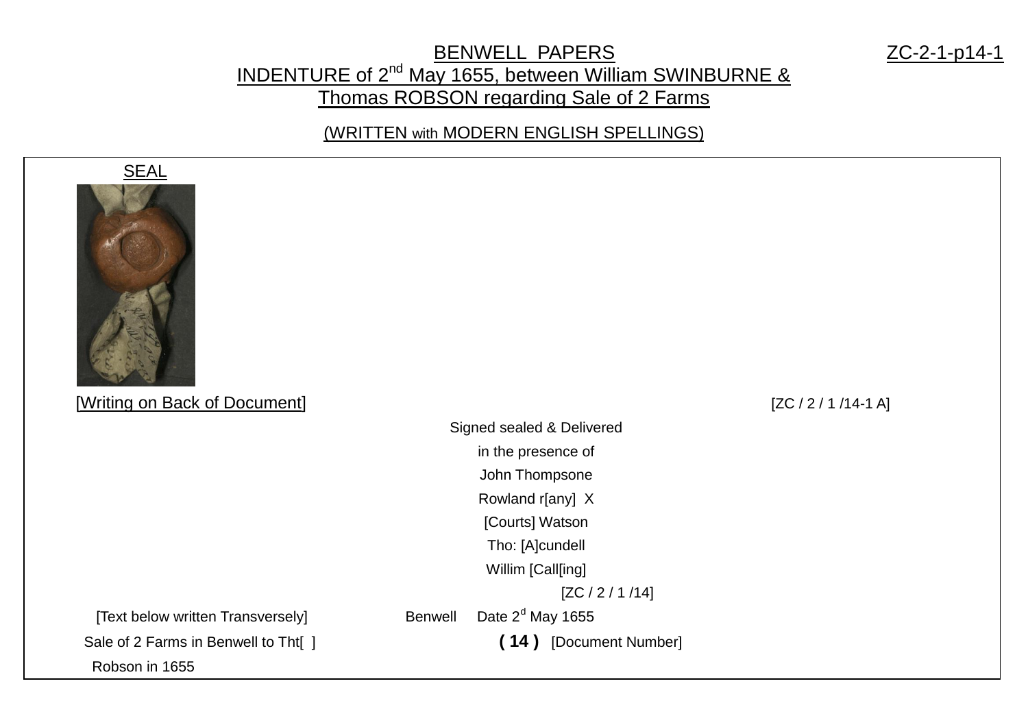# BENWELL PAPERS

ZC-2-1-p14-1

## INDENTURE of 2nd May 1655, between William SWINBURNE & Thomas ROBSON regarding Sale of 2 Farms

(WRITTEN with MODERN ENGLISH SPELLINGS)

SEAL

[Writing on Back of Document]

[ZC / 2 / 1 /14-1 A]

Signed sealed & Delivered

in the presence of

John Thompsone

Rowland r[any] X

[Courts] Watson

Tho: [A]cundell

Willim [Call[ing]

[ZC / 2 / 1 /14]

[Text below written Transversely]

Benwell Date 2d May 1655

Sale of 2 Farms in Benwell to Tht[ ]

Robson in 1655

**( 14 )** [Document Number]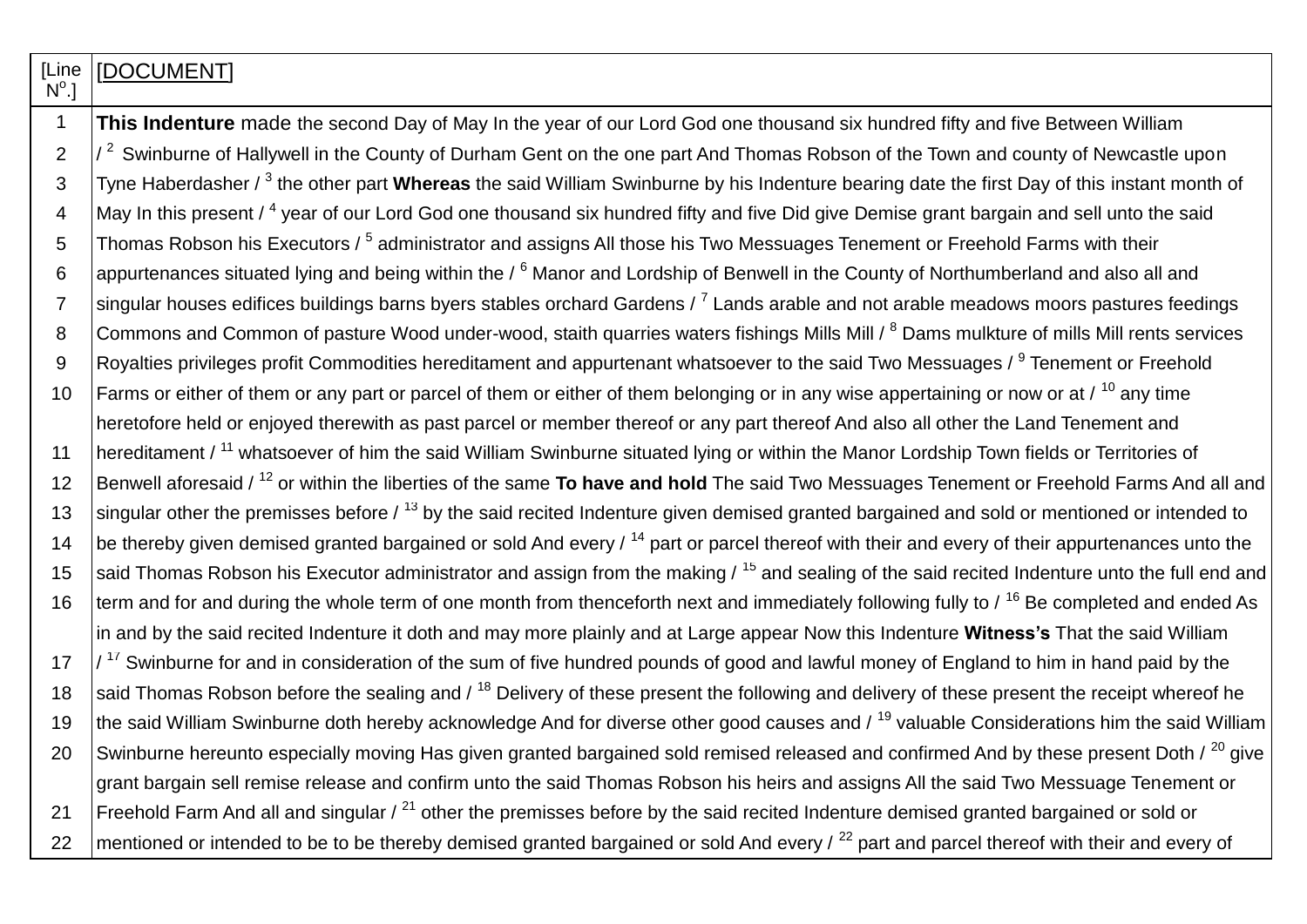| [Line N$^{o}$.] | [DOCUMENT] |
| --- | --- |
| 1 | **This Indenture** made the second Day of May In the year of our Lord God one thousand six hundred fifty and five Between William |
| 2 | / [2] Swinburne of Hallywell in the County of Durham Gent on the one part And Thomas Robson of the Town and county of Newcastle upon |
| 3 | Tyne Haberdasher / [3] the other part **Whereas** the said William Swinburne by his Indenture bearing date the first Day of this instant month of |
| 4 | May In this present / [4] year of our Lord God one thousand six hundred fifty and five Did give Demise grant bargain and sell unto the said |
| 5 | Thomas Robson his Executors / [5] administrator and assigns All those his Two Messuages Tenement or Freehold Farms with their |
| 6 | appurtenances situated lying and being within the / [6] Manor and Lordship of Benwell in the County of Northumberland and also all and |
| 7 | singular houses edifices buildings barns byers stables orchard Gardens / [7] Lands arable and not arable meadows moors pastures feedings |
| 8 | Commons and Common of pasture Wood under-wood, staith quarries waters fishings Mills Mill / [8] Dams mulkture of mills Mill rents services |
| 9 | Royalties privileges profit Commodities hereditament and appurtenant whatsoever to the said Two Messuages / [9] Tenement or Freehold |
| 10 | Farms or either of them or any part or parcel of them or either of them belonging or in any wise appertaining or now or at / [10] any time heretofore held or enjoyed therewith as past parcel or member thereof or any part thereof And also all other the Land Tenement and |
| 11 | hereditament / [11] whatsoever of him the said William Swinburne situated lying or within the Manor Lordship Town fields or Territories of |
| 12 | Benwell aforesaid / [12] or within the liberties of the same **To have and hold** The said Two Messuages Tenement or Freehold Farms And all and |
| 13 | singular other the premisses before / [13] by the said recited Indenture given demised granted bargained and sold or mentioned or intended to |
| 14 | be thereby given demised granted bargained or sold And every / [14] part or parcel thereof with their and every of their appurtenances unto the |
| 15 | said Thomas Robson his Executor administrator and assign from the making / [15] and sealing of the said recited Indenture unto the full end and |
| 16 | term and for and during the whole term of one month from thenceforth next and immediately following fully to / [16] Be completed and ended As in and by the said recited Indenture it doth and may more plainly and at Large appear Now this Indenture **Witness's** That the said William |
| 17 | / [17] Swinburne for and in consideration of the sum of five hundred pounds of good and lawful money of England to him in hand paid by the |
| 18 | said Thomas Robson before the sealing and / [18] Delivery of these present the following and delivery of these present the receipt whereof he |
| 19 | the said William Swinburne doth hereby acknowledge And for diverse other good causes and / [19] valuable Considerations him the said William |
| 20 | Swinburne hereunto especially moving Has given granted bargained sold remised released and confirmed And by these present Doth / [20] give grant bargain sell remise release and confirm unto the said Thomas Robson his heirs and assigns All the said Two Messuage Tenement or |
| 21 | Freehold Farm And all and singular / [21] other the premisses before by the said recited Indenture demised granted bargained or sold or |
| 22 | mentioned or intended to be to be thereby demised granted bargained or sold And every / [22] part and parcel thereof with their and every of |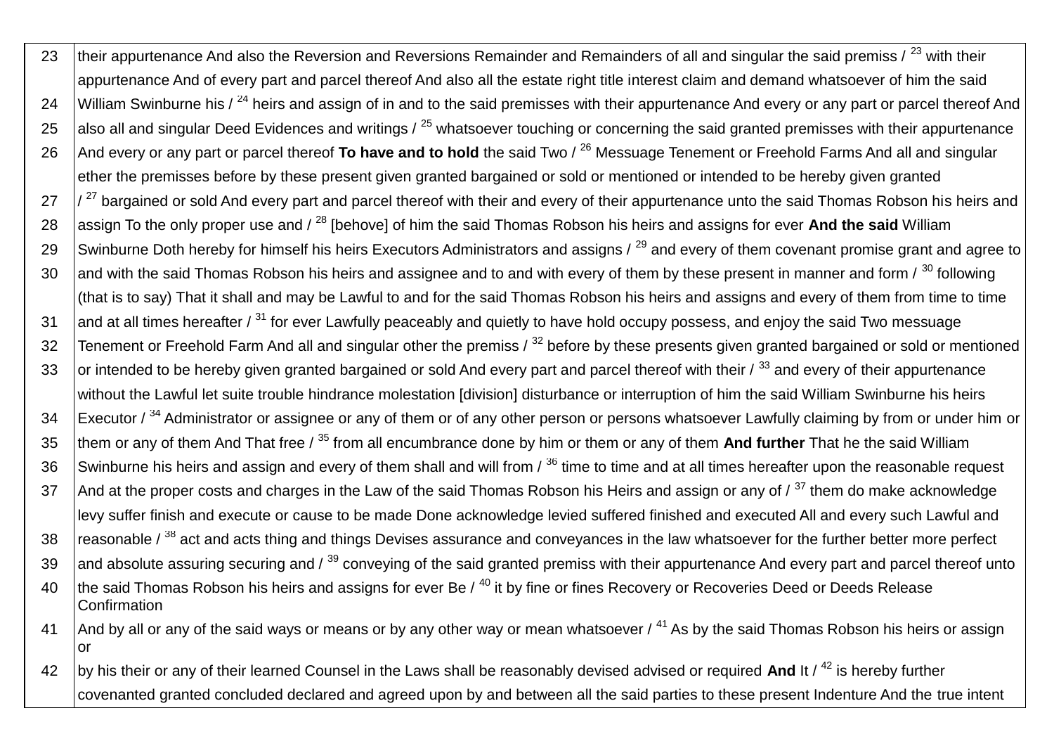| | |
|---|---|
| 23 | their appurtenance And also the Reversion and Reversions Remainder and Remainders of all and singular the said premiss / [23] with their appurtenance And of every part and parcel thereof And also all the estate right title interest claim and demand whatsoever of him the said |
| 24 | William Swinburne his / [24] heirs and assign of in and to the said premisses with their appurtenance And every or any part or parcel thereof And |
| 25 | also all and singular Deed Evidences and writings / [25] whatsoever touching or concerning the said granted premisses with their appurtenance |
| 26 | And every or any part or parcel thereof **To have and to hold** the said Two / [26] Messuage Tenement or Freehold Farms And all and singular ether the premisses before by these present given granted bargained or sold or mentioned or intended to be hereby given granted |
| 27 | / [27] bargained or sold And every part and parcel thereof with their and every of their appurtenance unto the said Thomas Robson his heirs and |
| 28 | assign To the only proper use and / [28] [behove] of him the said Thomas Robson his heirs and assigns for ever **And the said** William |
| 29 | Swinburne Doth hereby for himself his heirs Executors Administrators and assigns / [29] and every of them covenant promise grant and agree to |
| 30 | and with the said Thomas Robson his heirs and assignee and to and with every of them by these present in manner and form / [30] following (that is to say) That it shall and may be Lawful to and for the said Thomas Robson his heirs and assigns and every of them from time to time |
| 31 | and at all times hereafter / [31] for ever Lawfully peaceably and quietly to have hold occupy possess, and enjoy the said Two messuage |
| 32 | Tenement or Freehold Farm And all and singular other the premiss / [32] before by these presents given granted bargained or sold or mentioned |
| 33 | or intended to be hereby given granted bargained or sold And every part and parcel thereof with their / [33] and every of their appurtenance without the Lawful let suite trouble hindrance molestation [division] disturbance or interruption of him the said William Swinburne his heirs |
| 34 | Executor / [34] Administrator or assignee or any of them or of any other person or persons whatsoever Lawfully claiming by from or under him or |
| 35 | them or any of them And That free / [35] from all encumbrance done by him or them or any of them **And further** That he the said William |
| 36 | Swinburne his heirs and assign and every of them shall and will from / [36] time to time and at all times hereafter upon the reasonable request |
| 37 | And at the proper costs and charges in the Law of the said Thomas Robson his Heirs and assign or any of / [37] them do make acknowledge levy suffer finish and execute or cause to be made Done acknowledge levied suffered finished and executed All and every such Lawful and |
| 38 | reasonable / [38] act and acts thing and things Devises assurance and conveyances in the law whatsoever for the further better more perfect |
| 39 | and absolute assuring securing and / [39] conveying of the said granted premiss with their appurtenance And every part and parcel thereof unto |
| 40 | the said Thomas Robson his heirs and assigns for ever Be / [40] it by fine or fines Recovery or Recoveries Deed or Deeds Release Confirmation |
| 41 | And by all or any of the said ways or means or by any other way or mean whatsoever / [41] As by the said Thomas Robson his heirs or assign or |
| 42 | by his their or any of their learned Counsel in the Laws shall be reasonably devised advised or required **And** It / [42] is hereby further covenanted granted concluded declared and agreed upon by and between all the said parties to these present Indenture And the true intent |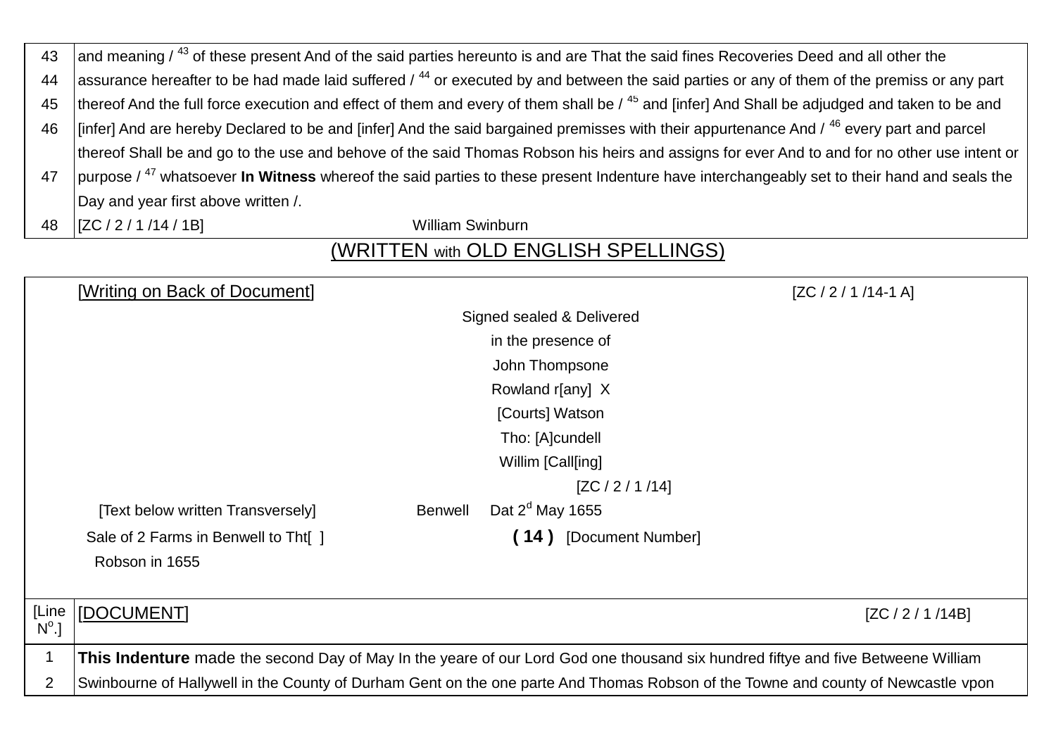| | |
|---|---|
| 43 | and meaning / 43 of these present And of the said parties hereunto is and are That the said fines Recoveries Deed and all other the |
| 44 | assurance hereafter to be had made laid suffered / 44 or executed by and between the said parties or any of them of the premiss or any part |
| 45 | thereof And the full force execution and effect of them and every of them shall be / 45 and [infer] And Shall be adjudged and taken to be and |
| 46 | [infer] And are hereby Declared to be and [infer] And the said bargained premisses with their appurtenance And / 46 every part and parcel |
| | thereof Shall be and go to the use and behove of the said Thomas Robson his heirs and assigns for ever And to and for no other use intent or |
| 47 | purpose / 47 whatsoever **In Witness** whereof the said parties to these present Indenture have interchangeably set to their hand and seals the |
| | Day and year first above written /. |
| 48 | [ZC / 2 / 1 /14 / 1B] William Swinburn |

(WRITTEN with OLD ENGLISH SPELLINGS)

[Writing on Back of Document] [ZC / 2 / 1 /14-1 A]

Signed sealed & Delivered
in the presence of
John Thompsone
Rowland r[any] X
[Courts] Watson
Tho: [A]cundell
Willim [Call[ing]

[ZC / 2 / 1 /14]

[Text below written Transversely] Benwell Dat 2d May 1655

Sale of 2 Farms in Benwell to Tht[ ] Robson in 1655

**( 14 )** [Document Number]

| [Line No.] | [DOCUMENT] [ZC / 2 / 1 /14B] |
|---|---|
| 1 | **This Indenture** made the second Day of May In the yeare of our Lord God one thousand six hundred fiftye and five Betweene William |
| 2 | Swinbourne of Hallywell in the County of Durham Gent on the one parte And Thomas Robson of the Towne and county of Newcastle vpon |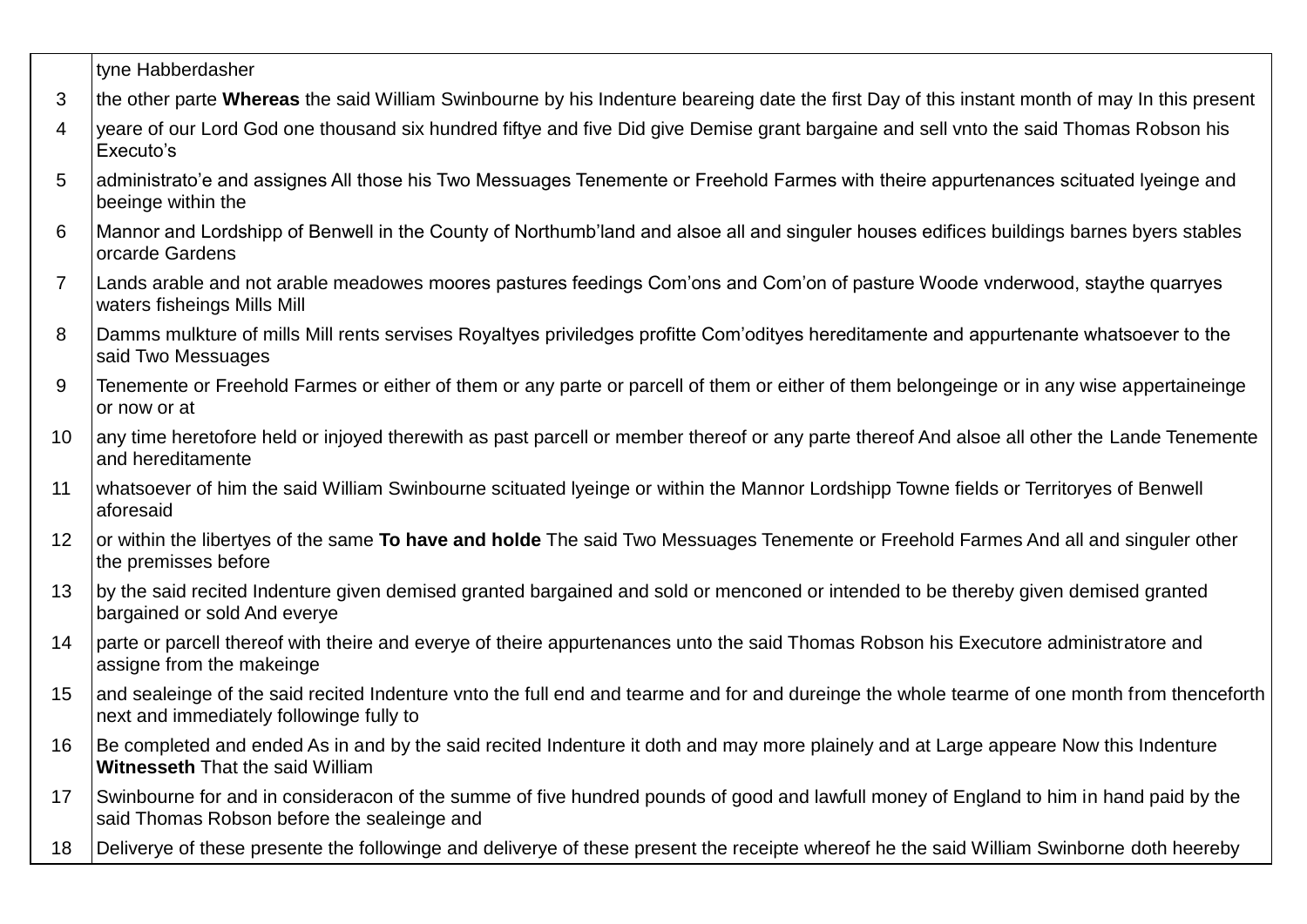| | |
|---|---|
| | tyne Habberdasher |
| 3 | the other parte **Whereas** the said William Swinbourne by his Indenture beareing date the first Day of this instant month of may In this present |
| 4 | yeare of our Lord God one thousand six hundred fiftye and five Did give Demise grant bargaine and sell vnto the said Thomas Robson his Executo's |
| 5 | administrato'e and assignes All those his Two Messuages Tenemente or Freehold Farmes with theire appurtenances scituated lyeinge and beeinge within the |
| 6 | Mannor and Lordshipp of Benwell in the County of Northumb'land and alsoe all and singuler houses edifices buildings barnes byers stables orcarde Gardens |
| 7 | Lands arable and not arable meadowes moores pastures feedings Com'ons and Com'on of pasture Woode vnderwood, staythe quarryes waters fisheings Mills Mill |
| 8 | Damms mulkture of mills Mill rents servises Royaltyes priviledges profitte Com'odityes hereditamente and appurtenante whatsoever to the said Two Messuages |
| 9 | Tenemente or Freehold Farmes or either of them or any parte or parcell of them or either of them belongeinge or in any wise appertaineinge or now or at |
| 10 | any time heretofore held or injoyed therewith as past parcell or member thereof or any parte thereof And alsoe all other the Lande Tenemente and hereditamente |
| 11 | whatsoever of him the said William Swinbourne scituated lyeinge or within the Mannor Lordshipp Towne fields or Territoryes of Benwell aforesaid |
| 12 | or within the libertyes of the same **To have and holde** The said Two Messuages Tenemente or Freehold Farmes And all and singuler other the premisses before |
| 13 | by the said recited Indenture given demised granted bargained and sold or menconed or intended to be thereby given demised granted bargained or sold And everye |
| 14 | parte or parcell thereof with theire and everye of theire appurtenances unto the said Thomas Robson his Executore administratore and assigne from the makeinge |
| 15 | and sealeinge of the said recited Indenture vnto the full end and tearme and for and dureinge the whole tearme of one month from thenceforth next and immediately followinge fully to |
| 16 | Be completed and ended As in and by the said recited Indenture it doth and may more plainely and at Large appeare Now this Indenture **Witnesseth** That the said William |
| 17 | Swinbourne for and in consideracon of the summe of five hundred pounds of good and lawfull money of England to him in hand paid by the said Thomas Robson before the sealeinge and |
| 18 | Deliverye of these presente the followinge and deliverye of these present the receipte whereof he the said William Swinborne doth heereby |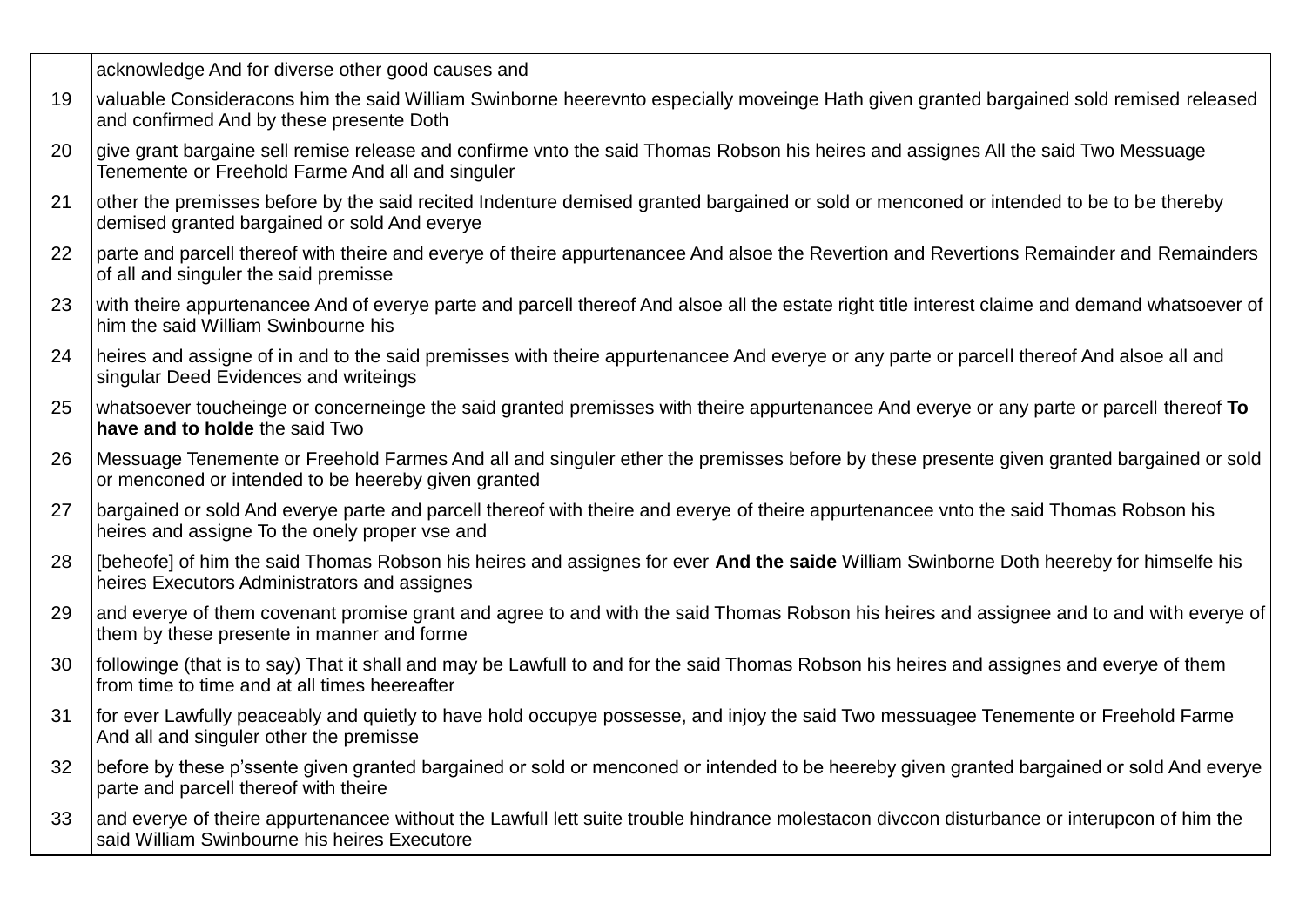|  |  |
|---|---|
|  | acknowledge And for diverse other good causes and |
| 19 | valuable Consideracons him the said William Swinborne heerevnto especially moveinge Hath given granted bargained sold remised released and confirmed And by these presente Doth |
| 20 | give grant bargaine sell remise release and confirme vnto the said Thomas Robson his heires and assignes All the said Two Messuage Tenemente or Freehold Farme And all and singuler |
| 21 | other the premisses before by the said recited Indenture demised granted bargained or sold or menconed or intended to be to be thereby demised granted bargained or sold And everye |
| 22 | parte and parcell thereof with theire and everye of theire appurtenancee And alsoe the Revertion and Revertions Remainder and Remainders of all and singuler the said premisse |
| 23 | with theire appurtenancee And of everye parte and parcell thereof And alsoe all the estate right title interest claime and demand whatsoever of him the said William Swinbourne his |
| 24 | heires and assigne of in and to the said premisses with theire appurtenancee And everye or any parte or parcell thereof And alsoe all and singular Deed Evidences and writeings |
| 25 | whatsoever toucheinge or concerneinge the said granted premisses with theire appurtenancee And everye or any parte or parcell thereof **To have and to holde** the said Two |
| 26 | Messuage Tenemente or Freehold Farmes And all and singuler ether the premisses before by these presente given granted bargained or sold or menconed or intended to be heereby given granted |
| 27 | bargained or sold And everye parte and parcell thereof with theire and everye of theire appurtenancee vnto the said Thomas Robson his heires and assigne To the onely proper vse and |
| 28 | [beheofe] of him the said Thomas Robson his heires and assignes for ever **And the saide** William Swinborne Doth heereby for himselfe his heires Executors Administrators and assignes |
| 29 | and everye of them covenant promise grant and agree to and with the said Thomas Robson his heires and assignee and to and with everye of them by these presente in manner and forme |
| 30 | followinge (that is to say) That it shall and may be Lawfull to and for the said Thomas Robson his heires and assignes and everye of them from time to time and at all times heereafter |
| 31 | for ever Lawfully peaceably and quietly to have hold occupye possesse, and injoy the said Two messuagee Tenemente or Freehold Farme And all and singuler other the premisse |
| 32 | before by these p'ssente given granted bargained or sold or menconed or intended to be heereby given granted bargained or sold And everye parte and parcell thereof with theire |
| 33 | and everye of theire appurtenancee without the Lawfull lett suite trouble hindrance molestacon divccon disturbance or interupcon of him the said William Swinbourne his heires Executore |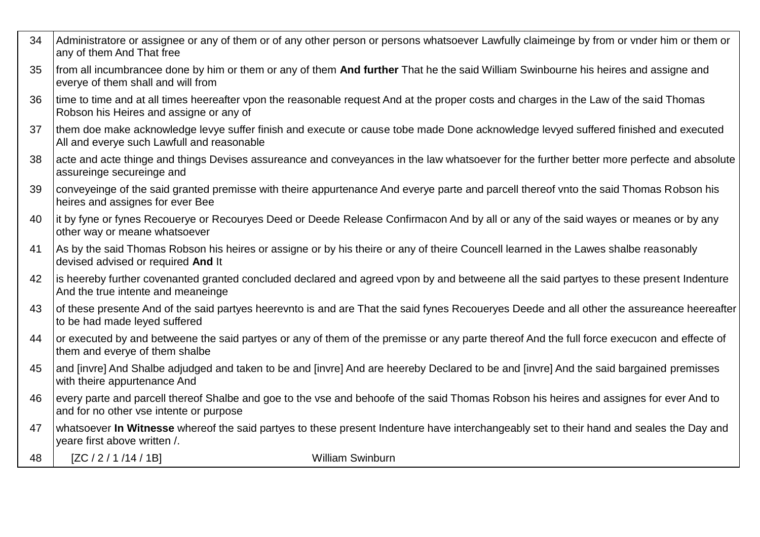| | |
|---|---|
| 34 | Administratore or assignee or any of them or of any other person or persons whatsoever Lawfully claimeinge by from or vnder him or them or any of them And That free |
| 35 | from all incumbrancee done by him or them or any of them **And further** That he the said William Swinbourne his heires and assigne and everye of them shall and will from |
| 36 | time to time and at all times heereafter vpon the reasonable request And at the proper costs and charges in the Law of the said Thomas Robson his Heires and assigne or any of |
| 37 | them doe make acknowledge levye suffer finish and execute or cause tobe made Done acknowledge levyed suffered finished and executed All and everye such Lawfull and reasonable |
| 38 | acte and acte thinge and things Devises assureance and conveyances in the law whatsoever for the further better more perfecte and absolute assureinge secureinge and |
| 39 | conveyeinge of the said granted premisse with theire appurtenance And everye parte and parcell thereof vnto the said Thomas Robson his heires and assignes for ever Bee |
| 40 | it by fyne or fynes Recouerye or Recouryes Deed or Deede Release Confirmacon And by all or any of the said wayes or meanes or by any other way or meane whatsoever |
| 41 | As by the said Thomas Robson his heires or assigne or by his theire or any of theire Councell learned in the Lawes shalbe reasonably devised advised or required **And** It |
| 42 | is heereby further covenanted granted concluded declared and agreed vpon by and betweene all the said partyes to these present Indenture And the true intente and meaneinge |
| 43 | of these presente And of the said partyes heerevnto is and are That the said fynes Recoueryes Deede and all other the assureance heereafter to be had made leyed suffered |
| 44 | or executed by and betweene the said partyes or any of them of the premisse or any parte thereof And the full force execucon and effecte of them and everye of them shalbe |
| 45 | and [invre] And Shalbe adjudged and taken to be and [invre] And are heereby Declared to be and [invre] And the said bargained premisses with theire appurtenance And |
| 46 | every parte and parcell thereof Shalbe and goe to the vse and behoofe of the said Thomas Robson his heires and assignes for ever And to and for no other vse intente or purpose |
| 47 | whatsoever **In Witnesse** whereof the said partyes to these present Indenture have interchangeably set to their hand and seales the Day and yeare first above written /. |
| 48 | [ZC / 2 / 1 /14 / 1B] William Swinburn |